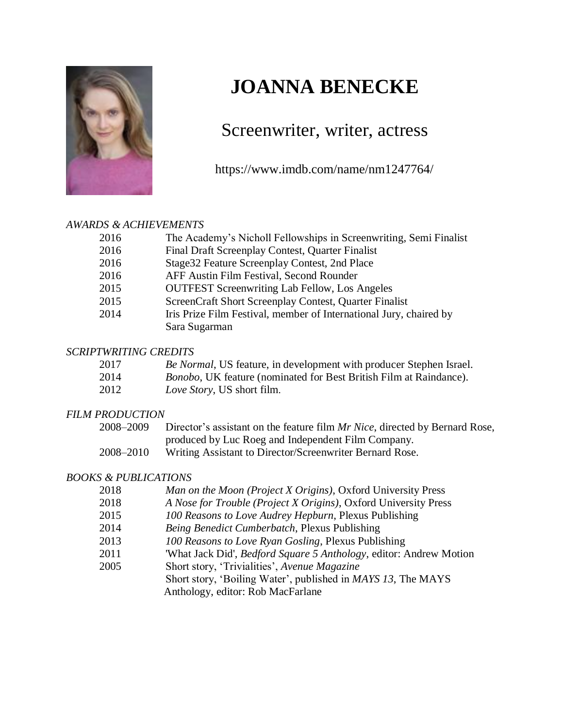# JOANNA BENECKE

## Screenwriter, writer, actress

https://www.imdb.com/name/nm1247764/

*AWARDS & ACHIEVEMENTS*

| | |
|---|---|
| 2016 | The Academy's Nicholl Fellowships in Screenwriting, Semi Finalist |
| 2016 | Final Draft Screenplay Contest, Quarter Finalist |
| 2016 | Stage32 Feature Screenplay Contest, 2nd Place |
| 2016 | AFF Austin Film Festival, Second Rounder |
| 2015 | OUTFEST Screenwriting Lab Fellow, Los Angeles |
| 2015 | ScreenCraft Short Screenplay Contest, Quarter Finalist |
| 2014 | Iris Prize Film Festival, member of International Jury, chaired by Sara Sugarman |

*SCRIPTWRITING CREDITS*

| | |
|---|---|
| 2017 | *Be Normal*, US feature, in development with producer Stephen Israel. |
| 2014 | *Bonobo,* UK feature (nominated for Best British Film at Raindance). |
| 2012 | *Love Story*, US short film. |

*FILM PRODUCTION*

| | |
|---|---|
| 2008–2009 | Director's assistant on the feature film *Mr Nice*, directed by Bernard Rose, produced by Luc Roeg and Independent Film Company. |
| 2008–2010 | Writing Assistant to Director/Screenwriter Bernard Rose. |

*BOOKS & PUBLICATIONS*

| | |
|---|---|
| 2018 | *Man on the Moon (Project X Origins)*, Oxford University Press |
| 2018 | *A Nose for Trouble (Project X Origins)*, Oxford University Press |
| 2015 | *100 Reasons to Love Audrey Hepburn*, Plexus Publishing |
| 2014 | *Being Benedict Cumberbatch*, Plexus Publishing |
| 2013 | *100 Reasons to Love Ryan Gosling*, Plexus Publishing |
| 2011 | 'What Jack Did', *Bedford Square 5 Anthology*, editor: Andrew Motion |
| 2005 | Short story, 'Trivialities', *Avenue Magazine* |
| | Short story, 'Boiling Water', published in *MAYS 13*, The MAYS Anthology, editor: Rob MacFarlane |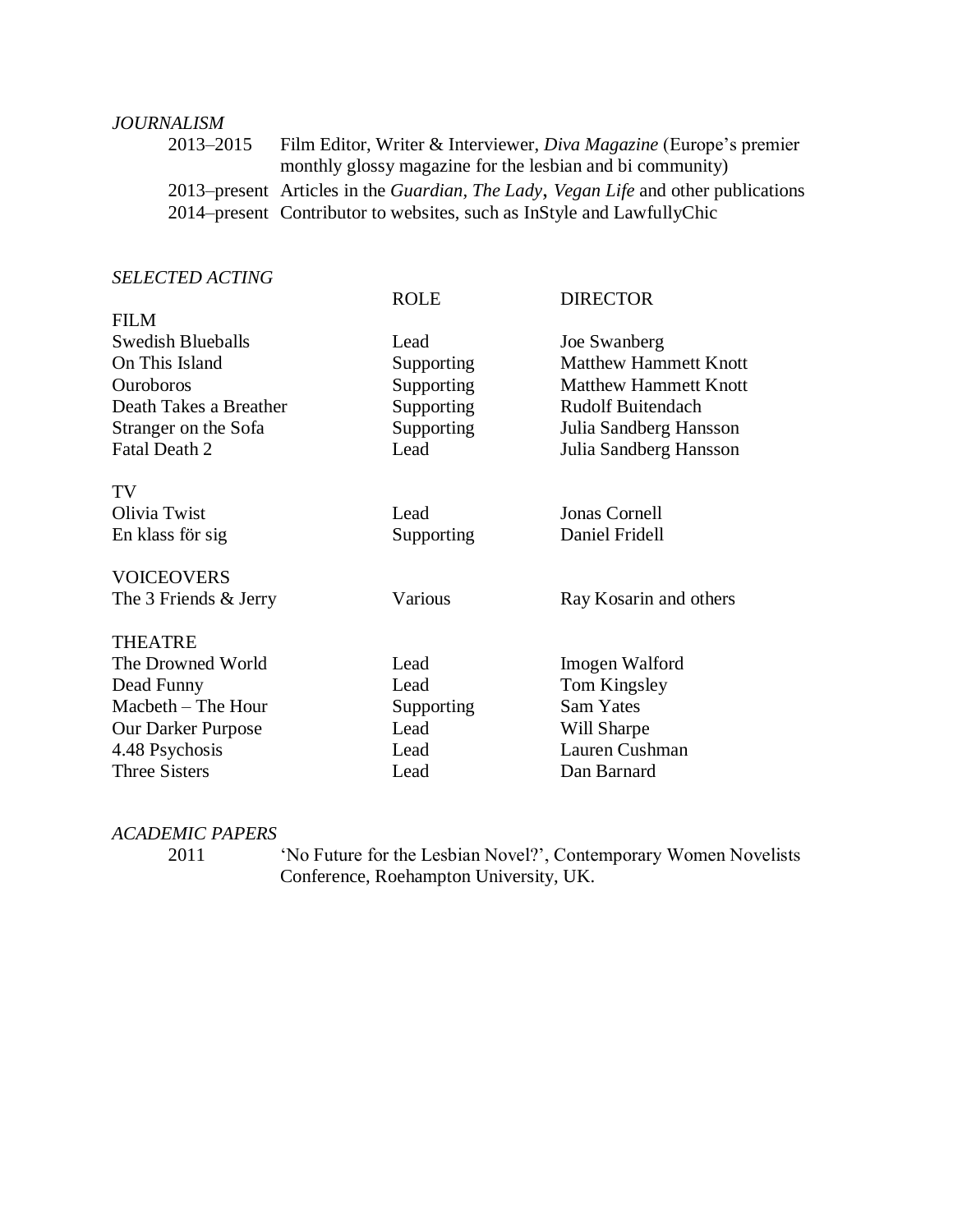*JOURNALISM*

| | |
|---|---|
| 2013–2015 | Film Editor, Writer & Interviewer, *Diva Magazine* (Europe's premier monthly glossy magazine for the lesbian and bi community) |
| 2013–present | Articles in the *Guardian*, *The Lady*, *Vegan Life* and other publications |
| 2014–present | Contributor to websites, such as InStyle and LawfullyChic |

*SELECTED ACTING*

| | ROLE | DIRECTOR |
|---|---|---|
| FILM | | |
| Swedish Blueballs | Lead | Joe Swanberg |
| On This Island | Supporting | Matthew Hammett Knott |
| Ouroboros | Supporting | Matthew Hammett Knott |
| Death Takes a Breather | Supporting | Rudolf Buitendach |
| Stranger on the Sofa | Supporting | Julia Sandberg Hansson |
| Fatal Death 2 | Lead | Julia Sandberg Hansson |
| TV | | |
| Olivia Twist | Lead | Jonas Cornell |
| En klass för sig | Supporting | Daniel Fridell |
| VOICEOVERS | | |
| The 3 Friends & Jerry | Various | Ray Kosarin and others |
| THEATRE | | |
| The Drowned World | Lead | Imogen Walford |
| Dead Funny | Lead | Tom Kingsley |
| Macbeth – The Hour | Supporting | Sam Yates |
| Our Darker Purpose | Lead | Will Sharpe |
| 4.48 Psychosis | Lead | Lauren Cushman |
| Three Sisters | Lead | Dan Barnard |

*ACADEMIC PAPERS*

| | |
|---|---|
| 2011 | 'No Future for the Lesbian Novel?', Contemporary Women Novelists Conference, Roehampton University, UK. |